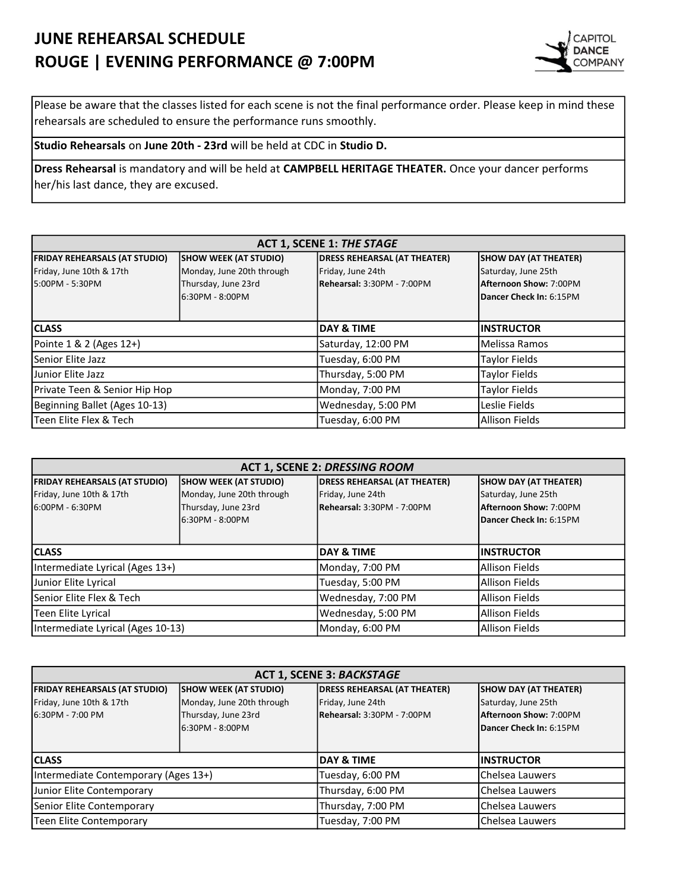# JUNE REHEARSAL SCHEDULE
# ROUGE | EVENING PERFORMANCE @ 7:00PM

CAPITOL DANCE COMPANY

Please be aware that the classes listed for each scene is not the final performance order. Please keep in mind these rehearsals are scheduled to ensure the performance runs smoothly.

**Studio Rehearsals** on **June 20th - 23rd** will be held at CDC in **Studio D.**

**Dress Rehearsal** is mandatory and will be held at **CAMPBELL HERITAGE THEATER.** Once your dancer performs her/his last dance, they are excused.

| ACT 1, SCENE 1: *THE STAGE* | | | |
|---|---|---|---|
| **FRIDAY REHEARSALS (AT STUDIO)**<br>Friday, June 10th & 17th<br>5:00PM - 5:30PM | **SHOW WEEK (AT STUDIO)**<br>Monday, June 20th through Thursday, June 23rd<br>6:30PM - 8:00PM | **DRESS REHEARSAL (AT THEATER)**<br>Friday, June 24th<br>**Rehearsal:** 3:30PM - 7:00PM | **SHOW DAY (AT THEATER)**<br>Saturday, June 25th<br>**Afternoon Show:** 7:00PM<br>**Dancer Check In:** 6:15PM |
| **CLASS** | | **DAY & TIME** | **INSTRUCTOR** |
| Pointe 1 & 2 (Ages 12+) | | Saturday, 12:00 PM | Melissa Ramos |
| Senior Elite Jazz | | Tuesday, 6:00 PM | Taylor Fields |
| Junior Elite Jazz | | Thursday, 5:00 PM | Taylor Fields |
| Private Teen & Senior Hip Hop | | Monday, 7:00 PM | Taylor Fields |
| Beginning Ballet (Ages 10-13) | | Wednesday, 5:00 PM | Leslie Fields |
| Teen Elite Flex & Tech | | Tuesday, 6:00 PM | Allison Fields |

| ACT 1, SCENE 2: *DRESSING ROOM* | | | |
|---|---|---|---|
| **FRIDAY REHEARSALS (AT STUDIO)**<br>Friday, June 10th & 17th<br>6:00PM - 6:30PM | **SHOW WEEK (AT STUDIO)**<br>Monday, June 20th through Thursday, June 23rd<br>6:30PM - 8:00PM | **DRESS REHEARSAL (AT THEATER)**<br>Friday, June 24th<br>**Rehearsal:** 3:30PM - 7:00PM | **SHOW DAY (AT THEATER)**<br>Saturday, June 25th<br>**Afternoon Show:** 7:00PM<br>**Dancer Check In:** 6:15PM |
| **CLASS** | | **DAY & TIME** | **INSTRUCTOR** |
| Intermediate Lyrical (Ages 13+) | | Monday, 7:00 PM | Allison Fields |
| Junior Elite Lyrical | | Tuesday, 5:00 PM | Allison Fields |
| Senior Elite Flex & Tech | | Wednesday, 7:00 PM | Allison Fields |
| Teen Elite Lyrical | | Wednesday, 5:00 PM | Allison Fields |
| Intermediate Lyrical (Ages 10-13) | | Monday, 6:00 PM | Allison Fields |

| ACT 1, SCENE 3: *BACKSTAGE* | | | |
|---|---|---|---|
| **FRIDAY REHEARSALS (AT STUDIO)**<br>Friday, June 10th & 17th<br>6:30PM - 7:00 PM | **SHOW WEEK (AT STUDIO)**<br>Monday, June 20th through Thursday, June 23rd<br>6:30PM - 8:00PM | **DRESS REHEARSAL (AT THEATER)**<br>Friday, June 24th<br>**Rehearsal:** 3:30PM - 7:00PM | **SHOW DAY (AT THEATER)**<br>Saturday, June 25th<br>**Afternoon Show:** 7:00PM<br>**Dancer Check In:** 6:15PM |
| **CLASS** | | **DAY & TIME** | **INSTRUCTOR** |
| Intermediate Contemporary (Ages 13+) | | Tuesday, 6:00 PM | Chelsea Lauwers |
| Junior Elite Contemporary | | Thursday, 6:00 PM | Chelsea Lauwers |
| Senior Elite Contemporary | | Thursday, 7:00 PM | Chelsea Lauwers |
| Teen Elite Contemporary | | Tuesday, 7:00 PM | Chelsea Lauwers |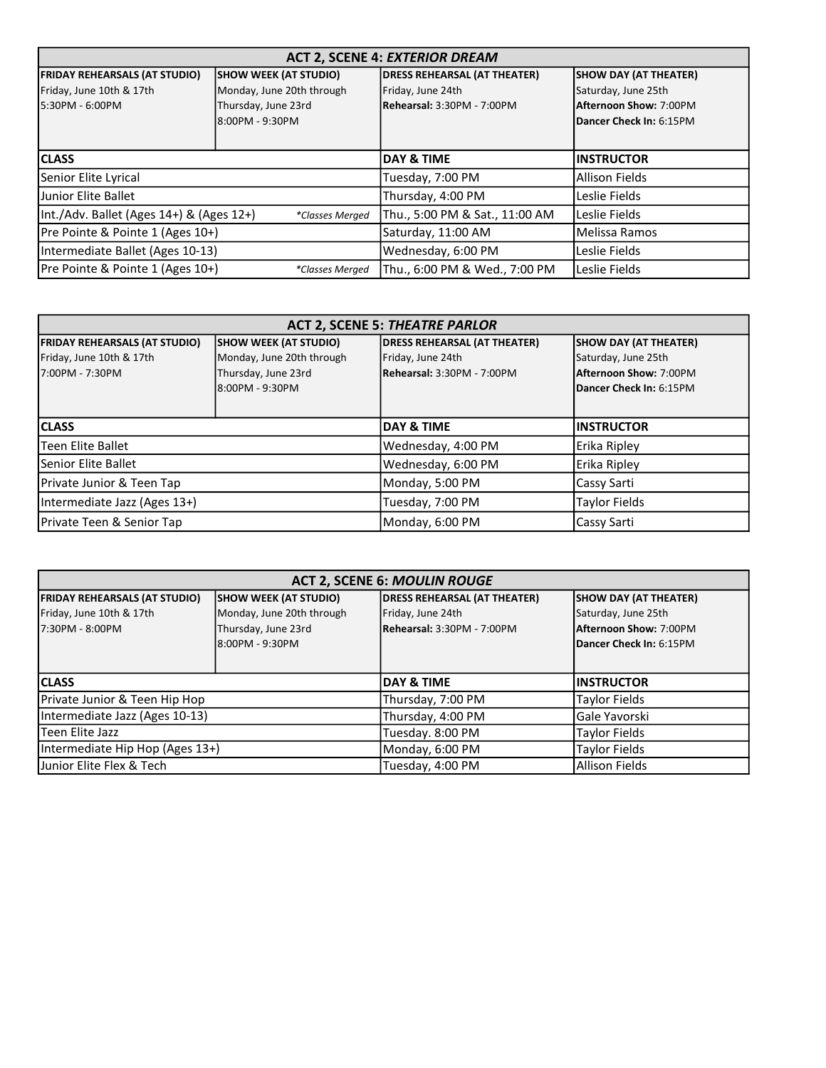| ACT 2, SCENE 4: *EXTERIOR DREAM* | | | | |
|---|---|---|---|---|
| **FRIDAY REHEARSALS (AT STUDIO)**<br>Friday, June 10th & 17th<br>5:30PM - 6:00PM | **SHOW WEEK (AT STUDIO)**<br>Monday, June 20th through<br>Thursday, June 23rd<br>8:00PM - 9:30PM | | **DRESS REHEARSAL (AT THEATER)**<br>Friday, June 24th<br>**Rehearsal:** 3:30PM - 7:00PM | **SHOW DAY (AT THEATER)**<br>Saturday, June 25th<br>**Afternoon Show:** 7:00PM<br>**Dancer Check In:** 6:15PM |
| **CLASS** | | | **DAY & TIME** | **INSTRUCTOR** |
| Senior Elite Lyrical | | | Tuesday, 7:00 PM | Allison Fields |
| Junior Elite Ballet | | | Thursday, 4:00 PM | Leslie Fields |
| Int./Adv. Ballet (Ages 14+) & (Ages 12+) | | *Classes Merged | Thu., 5:00 PM & Sat., 11:00 AM | Leslie Fields |
| Pre Pointe & Pointe 1 (Ages 10+) | | | Saturday, 11:00 AM | Melissa Ramos |
| Intermediate Ballet (Ages 10-13) | | | Wednesday, 6:00 PM | Leslie Fields |
| Pre Pointe & Pointe 1 (Ages 10+) | | *Classes Merged | Thu., 6:00 PM & Wed., 7:00 PM | Leslie Fields |

| ACT 2, SCENE 5: *THEATRE PARLOR* | | | |
|---|---|---|---|
| **FRIDAY REHEARSALS (AT STUDIO)**<br>Friday, June 10th & 17th<br>7:00PM - 7:30PM | **SHOW WEEK (AT STUDIO)**<br>Monday, June 20th through<br>Thursday, June 23rd<br>8:00PM - 9:30PM | **DRESS REHEARSAL (AT THEATER)**<br>Friday, June 24th<br>**Rehearsal:** 3:30PM - 7:00PM | **SHOW DAY (AT THEATER)**<br>Saturday, June 25th<br>**Afternoon Show:** 7:00PM<br>**Dancer Check In:** 6:15PM |
| **CLASS** | | **DAY & TIME** | **INSTRUCTOR** |
| Teen Elite Ballet | | Wednesday, 4:00 PM | Erika Ripley |
| Senior Elite Ballet | | Wednesday, 6:00 PM | Erika Ripley |
| Private Junior & Teen Tap | | Monday, 5:00 PM | Cassy Sarti |
| Intermediate Jazz (Ages 13+) | | Tuesday, 7:00 PM | Taylor Fields |
| Private Teen & Senior Tap | | Monday, 6:00 PM | Cassy Sarti |

| ACT 2, SCENE 6: *MOULIN ROUGE* | | | |
|---|---|---|---|
| **FRIDAY REHEARSALS (AT STUDIO)**<br>Friday, June 10th & 17th<br>7:30PM - 8:00PM | **SHOW WEEK (AT STUDIO)**<br>Monday, June 20th through<br>Thursday, June 23rd<br>8:00PM - 9:30PM | **DRESS REHEARSAL (AT THEATER)**<br>Friday, June 24th<br>**Rehearsal:** 3:30PM - 7:00PM | **SHOW DAY (AT THEATER)**<br>Saturday, June 25th<br>**Afternoon Show:** 7:00PM<br>**Dancer Check In:** 6:15PM |
| **CLASS** | | **DAY & TIME** | **INSTRUCTOR** |
| Private Junior & Teen Hip Hop | | Thursday, 7:00 PM | Taylor Fields |
| Intermediate Jazz (Ages 10-13) | | Thursday, 4:00 PM | Gale Yavorski |
| Teen Elite Jazz | | Tuesday. 8:00 PM | Taylor Fields |
| Intermediate Hip Hop (Ages 13+) | | Monday, 6:00 PM | Taylor Fields |
| Junior Elite Flex & Tech | | Tuesday, 4:00 PM | Allison Fields |